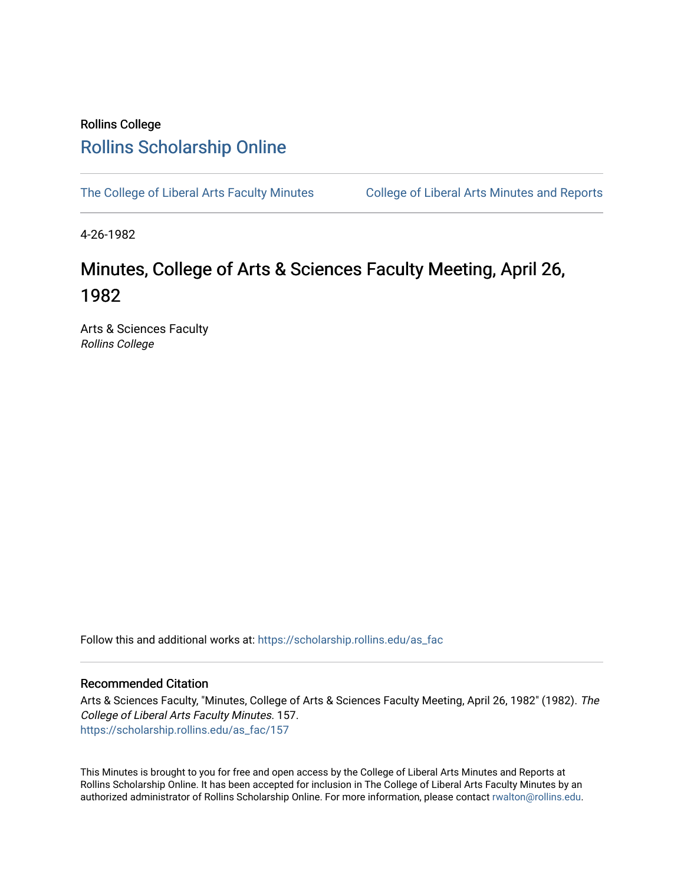Rollins College

# Rollins Scholarship Online

The College of Liberal Arts Faculty Minutes | College of Liberal Arts Minutes and Reports

4-26-1982

# Minutes, College of Arts & Sciences Faculty Meeting, April 26, 1982

Arts & Sciences Faculty
*Rollins College*

Follow this and additional works at: https://scholarship.rollins.edu/as_fac

## Recommended Citation

Arts & Sciences Faculty, "Minutes, College of Arts & Sciences Faculty Meeting, April 26, 1982" (1982). *The College of Liberal Arts Faculty Minutes*. 157.
https://scholarship.rollins.edu/as_fac/157

This Minutes is brought to you for free and open access by the College of Liberal Arts Minutes and Reports at Rollins Scholarship Online. It has been accepted for inclusion in The College of Liberal Arts Faculty Minutes by an authorized administrator of Rollins Scholarship Online. For more information, please contact rwalton@rollins.edu.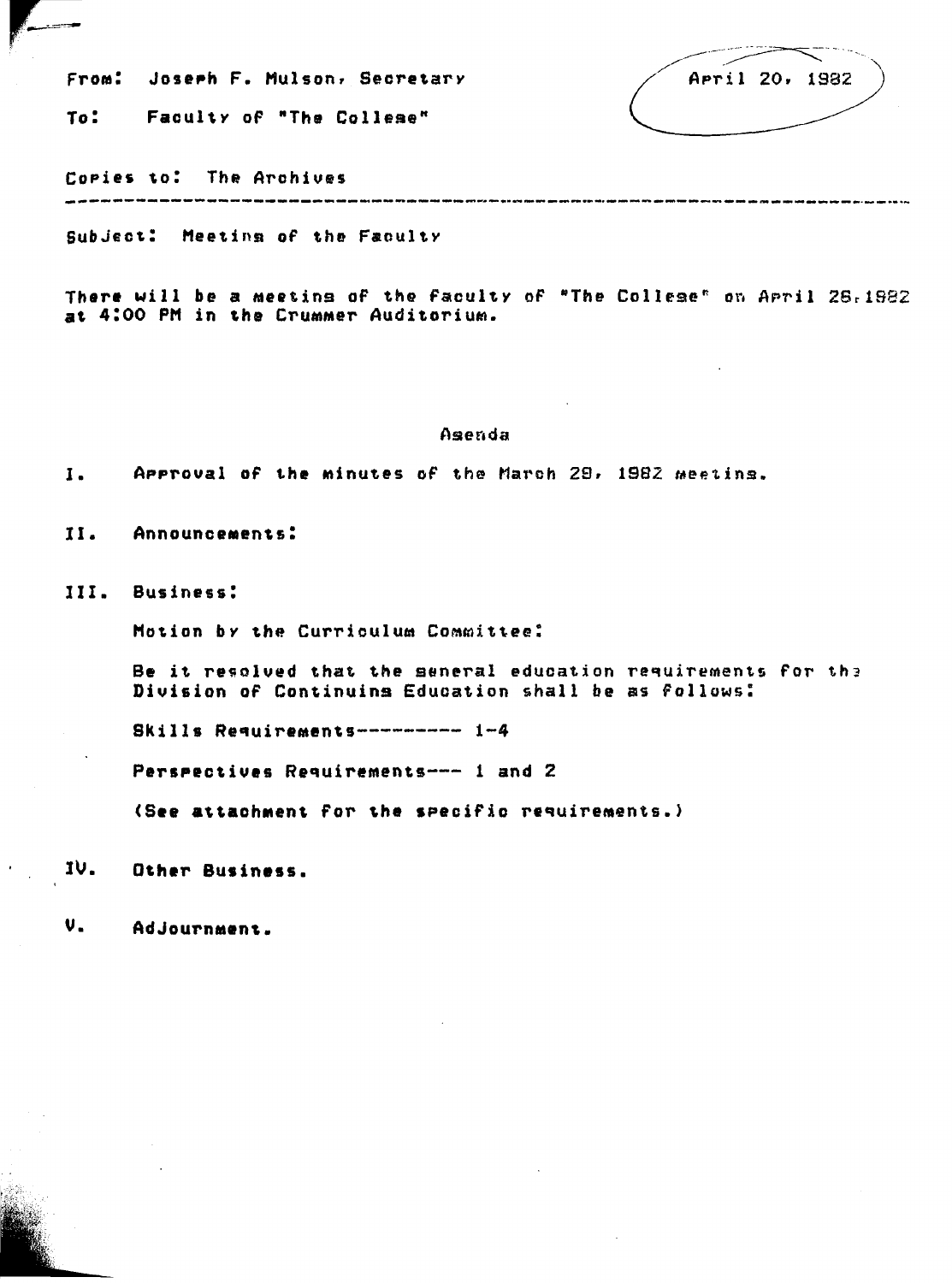From: Joseph F. Mulson, Secretary

April 20, 1982

To: Faculty of "The College"

Copies to: The Archives

---

Subject: Meeting of the Faculty

There will be a meeting of the faculty of "The College" on April 26, 1982 at 4:00 PM in the Crummer Auditorium.

## Agenda

I. Approval of the minutes of the March 29, 1982 meeting.

II. Announcements:

III. Business:

Motion by the Curriculum Committee:

Be it resolved that the general education requirements for the Division of Continuing Education shall be as follows:

Skills Requirements---------- 1-4

Perspectives Requirements--- 1 and 2

(See attachment for the specific requirements.)

IV. Other Business.

V. Adjournment.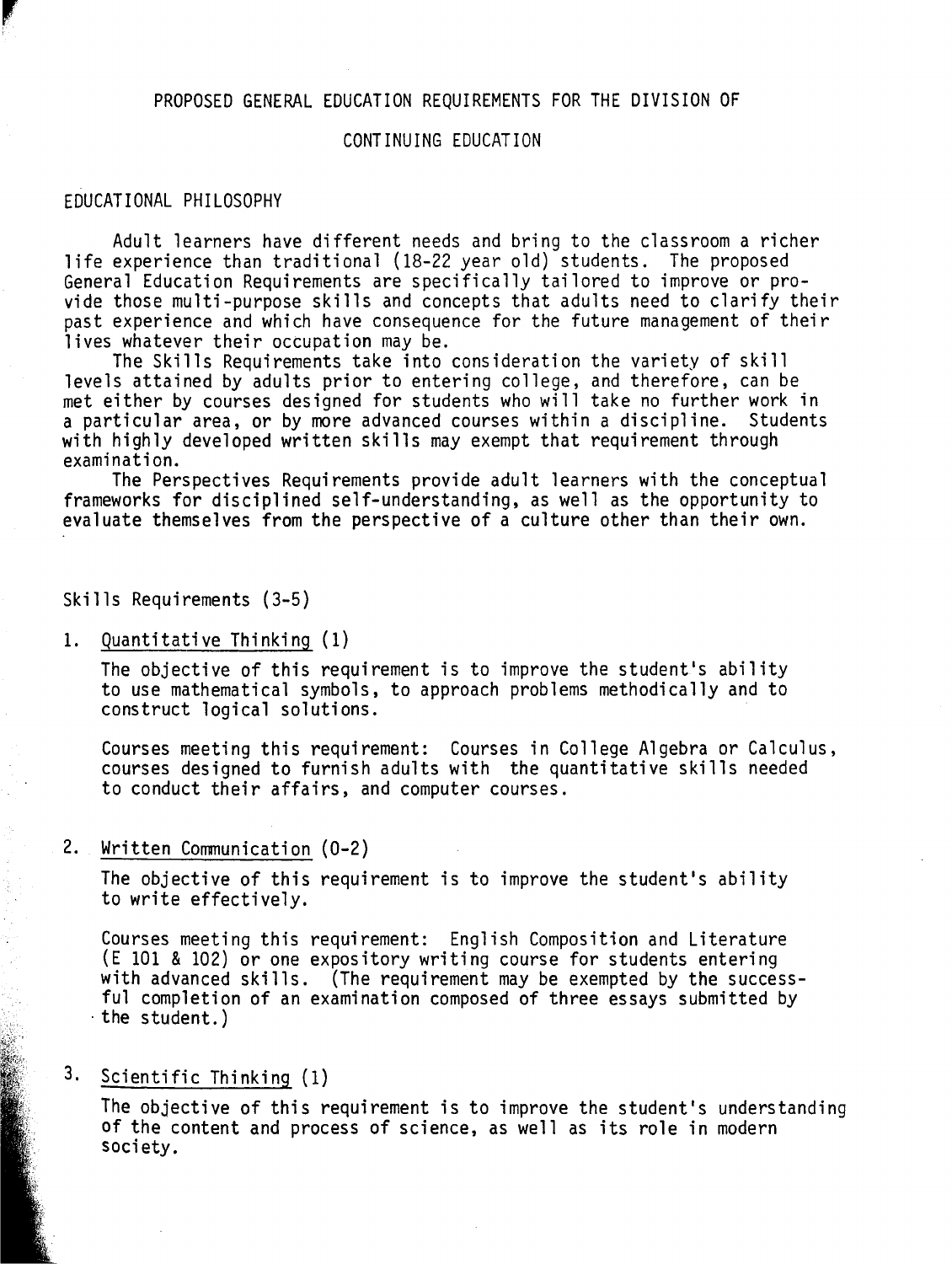# PROPOSED GENERAL EDUCATION REQUIREMENTS FOR THE DIVISION OF CONTINUING EDUCATION

## EDUCATIONAL PHILOSOPHY

Adult learners have different needs and bring to the classroom a richer life experience than traditional (18-22 year old) students. The proposed General Education Requirements are specifically tailored to improve or provide those multi-purpose skills and concepts that adults need to clarify their past experience and which have consequence for the future management of their lives whatever their occupation may be.

The Skills Requirements take into consideration the variety of skill levels attained by adults prior to entering college, and therefore, can be met either by courses designed for students who will take no further work in a particular area, or by more advanced courses within a discipline. Students with highly developed written skills may exempt that requirement through examination.

The Perspectives Requirements provide adult learners with the conceptual frameworks for disciplined self-understanding, as well as the opportunity to evaluate themselves from the perspective of a culture other than their own.

## Skills Requirements (3-5)

1. Quantitative Thinking (1)

   The objective of this requirement is to improve the student's ability to use mathematical symbols, to approach problems methodically and to construct logical solutions.

   Courses meeting this requirement: Courses in College Algebra or Calculus, courses designed to furnish adults with the quantitative skills needed to conduct their affairs, and computer courses.

2. Written Communication (0-2)

   The objective of this requirement is to improve the student's ability to write effectively.

   Courses meeting this requirement: English Composition and Literature (E 101 & 102) or one expository writing course for students entering with advanced skills. (The requirement may be exempted by the successful completion of an examination composed of three essays submitted by the student.)

3. Scientific Thinking (1)

   The objective of this requirement is to improve the student's understanding of the content and process of science, as well as its role in modern society.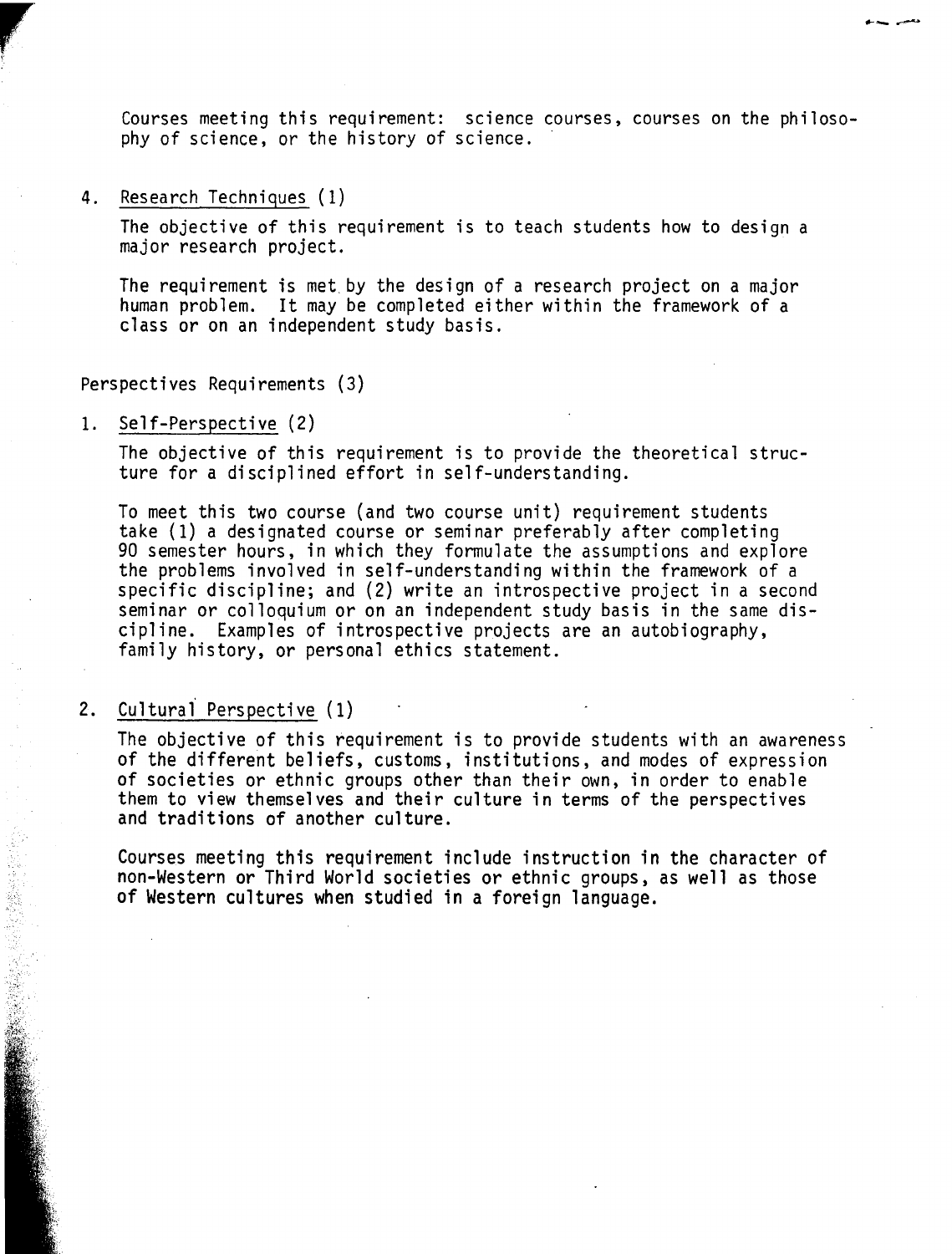Courses meeting this requirement: science courses, courses on the philosophy of science, or the history of science.

4. Research Techniques (1)

   The objective of this requirement is to teach students how to design a major research project.

   The requirement is met by the design of a research project on a major human problem. It may be completed either within the framework of a class or on an independent study basis.

## Perspectives Requirements (3)

1. Self-Perspective (2)

   The objective of this requirement is to provide the theoretical structure for a disciplined effort in self-understanding.

   To meet this two course (and two course unit) requirement students take (1) a designated course or seminar preferably after completing 90 semester hours, in which they formulate the assumptions and explore the problems involved in self-understanding within the framework of a specific discipline; and (2) write an introspective project in a second seminar or colloquium or on an independent study basis in the same discipline. Examples of introspective projects are an autobiography, family history, or personal ethics statement.

2. Cultural Perspective (1)

   The objective of this requirement is to provide students with an awareness of the different beliefs, customs, institutions, and modes of expression of societies or ethnic groups other than their own, in order to enable them to view themselves and their culture in terms of the perspectives and traditions of another culture.

   Courses meeting this requirement include instruction in the character of non-Western or Third World societies or ethnic groups, as well as those of Western cultures when studied in a foreign language.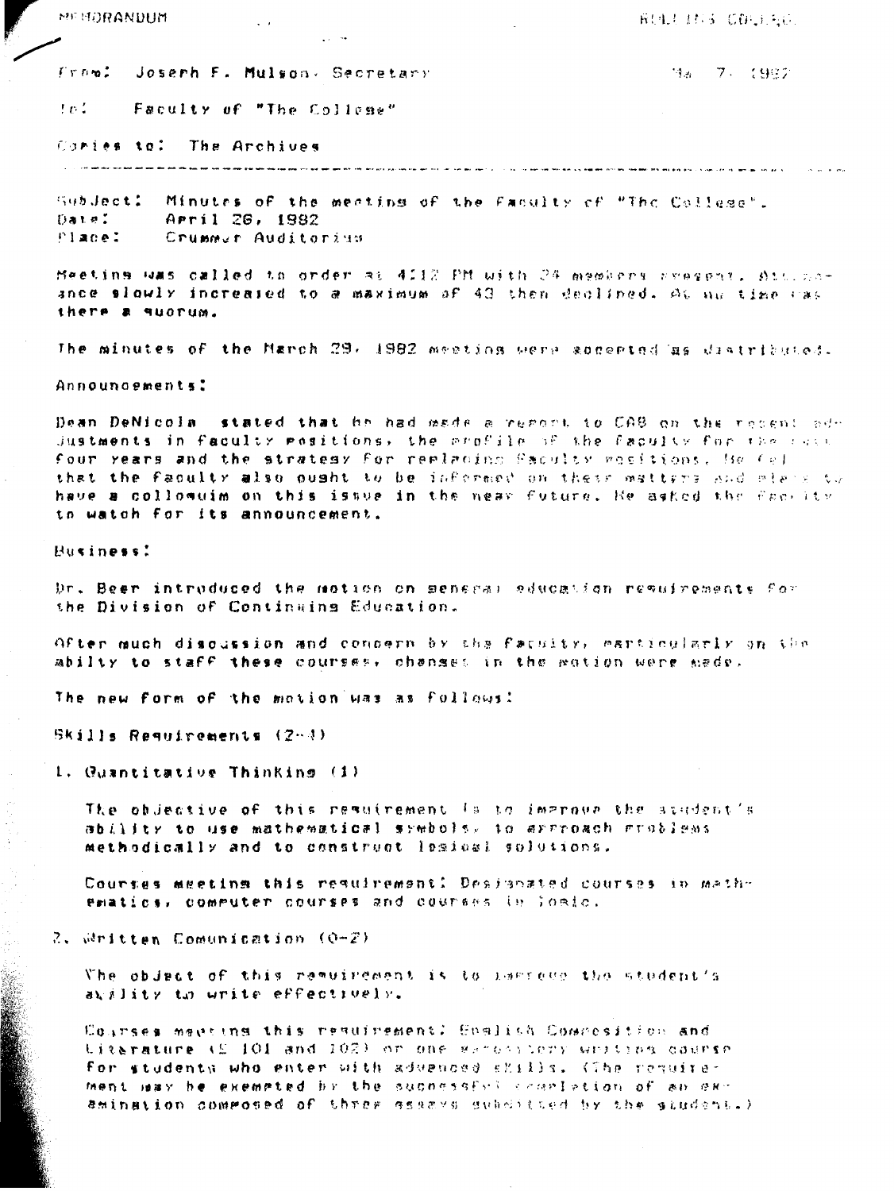MEMORANDUM ROLLINS COLLEGE

From: Joseph F. Mulson, Secretary May 7, 1982

To: Faculty of "The College"

Copies to: The Archives

---

Subject: Minutes of the meeting of the Faculty of "The College".
Date: April 26, 1982
Place: Crummer Auditorium

Meeting was called to order at 4:12 PM with 24 members present. Attendance slowly increased to a maximum of 43 then declined. At no time was there a quorum.

The minutes of the March 29, 1982 meeting were accepted as distributed.

Announcements:

Dean DeNicola stated that he had made a report to CAB on the recent adjustments in faculty positions, the profile of the faculty for the next four years and the strategy for replacing faculty positions. He felt that the faculty also ought to be informed on these matters and plans to have a collomuim on this issue in the near future. He asked the faculty to watch for its announcement.

Business:

Dr. Beer introduced the motion on general education requirements for the Division of Continuing Education.

After much discussion and concern by the faculty, particularly on the abilty to staff these courses, changes in the motion were made.

The new form of the motion was as follows:

Skills Requirements (2-3)

1. Quantitative Thinking (1)

   The objective of this requirement is to improve the student's ability to use mathematical symbols, to approach problems methodically and to construct logical solutions.

   Courses meeting this requirement: Designated courses in mathematics, computer courses and courses in logic.

2. Written Comunication (0-2)

   The object of this requirement is to improve the student's ability to write effectively.

   Courses meeting this requirement: English Composition and Literature (E 101 and 102) or one expository writing course for students who enter with advanced skills. (The requirement may be exempted by the successful completion of an examination composed of three essays submitted by the student.)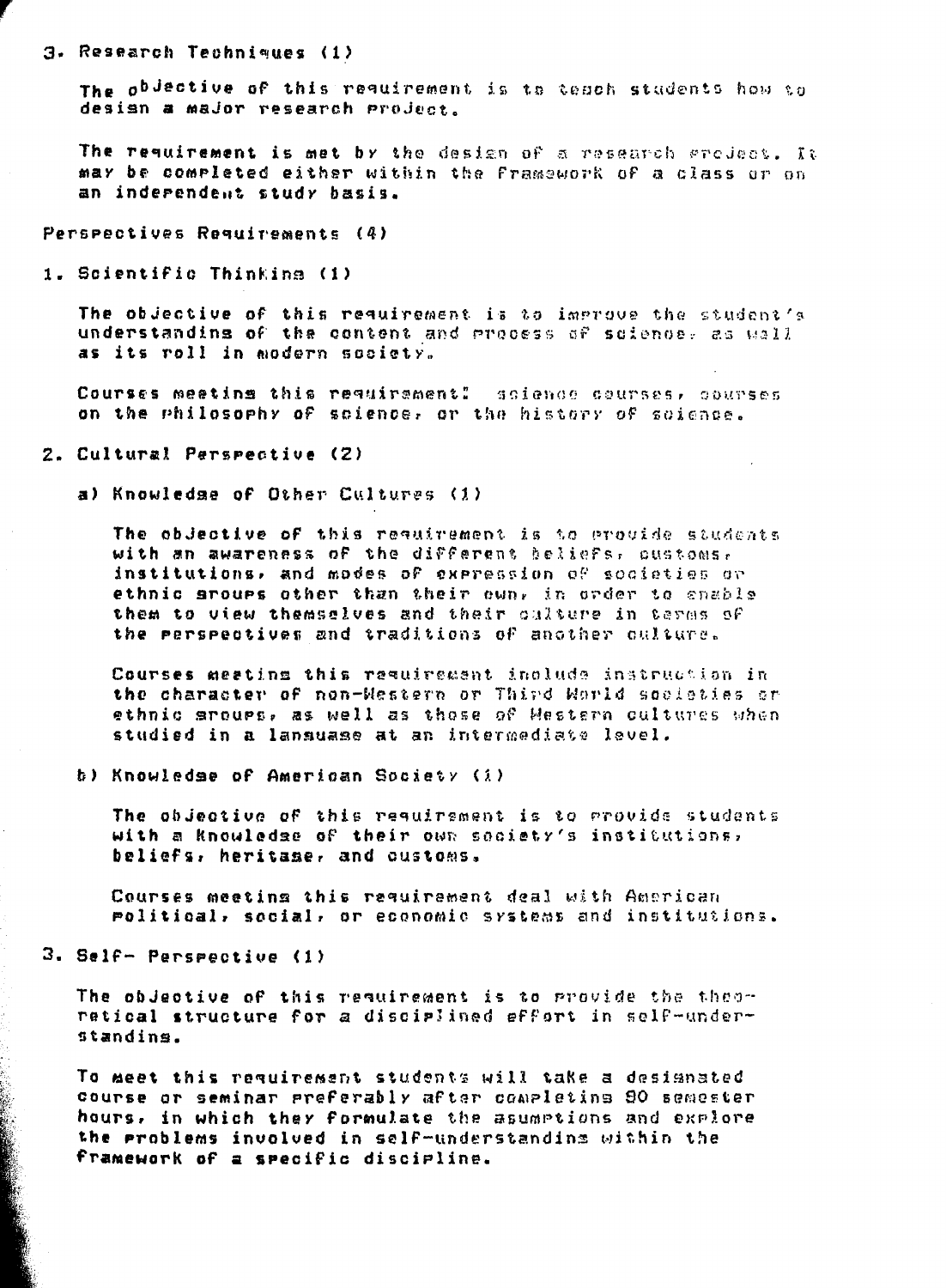3. Research Techniques (1)

   The objective of this requirement is to teach students how to design a major research project.

   The requirement is met by the design of a research project. It may be completed either within the framework of a class or on an independent study basis.

Perspectives Requirements (4)

1. Scientific Thinking (1)

   The objective of this requirement is to improve the student's understanding of the content and process of science, as well as its roll in modern society.

   Courses meeting this requirement: science courses, courses on the philosophy of science, or the history of science.

2. Cultural Perspective (2)

   a) Knowledge of Other Cultures (1)

      The objective of this requirement is to provide students with an awareness of the different beliefs, customs, institutions, and modes of expression of societies or ethnic groups other than their own, in order to enable them to view themselves and their culture in terms of the perspectives and traditions of another culture.

      Courses meeting this requirement include instruction in the character of non-Western or Third World societies or ethnic groups, as well as those of Western cultures when studied in a language at an intermediate level.

   b) Knowledge of American Society (1)

      The objective of this requirement is to provide students with a knowledge of their own society's institutions, beliefs, heritage, and customs.

      Courses meeting this requirement deal with American political, social, or economic systems and institutions.

3. Self- Perspective (1)

   The objective of this requirement is to provide the theoretical structure for a disciplined effort in self-understanding.

   To meet this requirement students will take a designated course or seminar preferably after completing 90 semester hours, in which they formulate the asumptions and explore the problems involved in self-understanding within the framework of a specific discipline.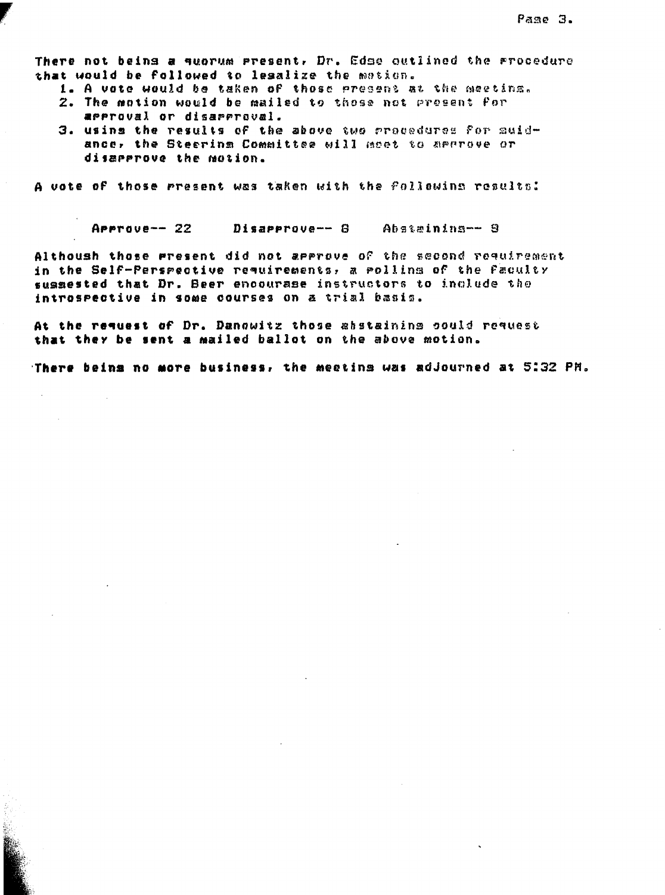There not being a quorum present, Dr. Edge outlined the procedure that would be followed to legalize the motion.

1. A vote would be taken of those present at the meeting.
2. The motion would be mailed to those not present for approval or disapproval.
3. using the results of the above two procedures for guidance, the Steering Committee will meet to approve or disapprove the motion.

A vote of those present was taken with the following results:

Approve-- 22 Disapprove-- 8 Abstaining-- 9

Although those present did not approve of the second requirement in the Self-Perspective requirements, a polling of the faculty suggested that Dr. Beer encourage instructors to include the introspective in some courses on a trial basis.

At the request of Dr. Danowitz those abstaining could request that they be sent a mailed ballot on the above motion.

There being no more business, the meeting was adjourned at 5:32 PM.